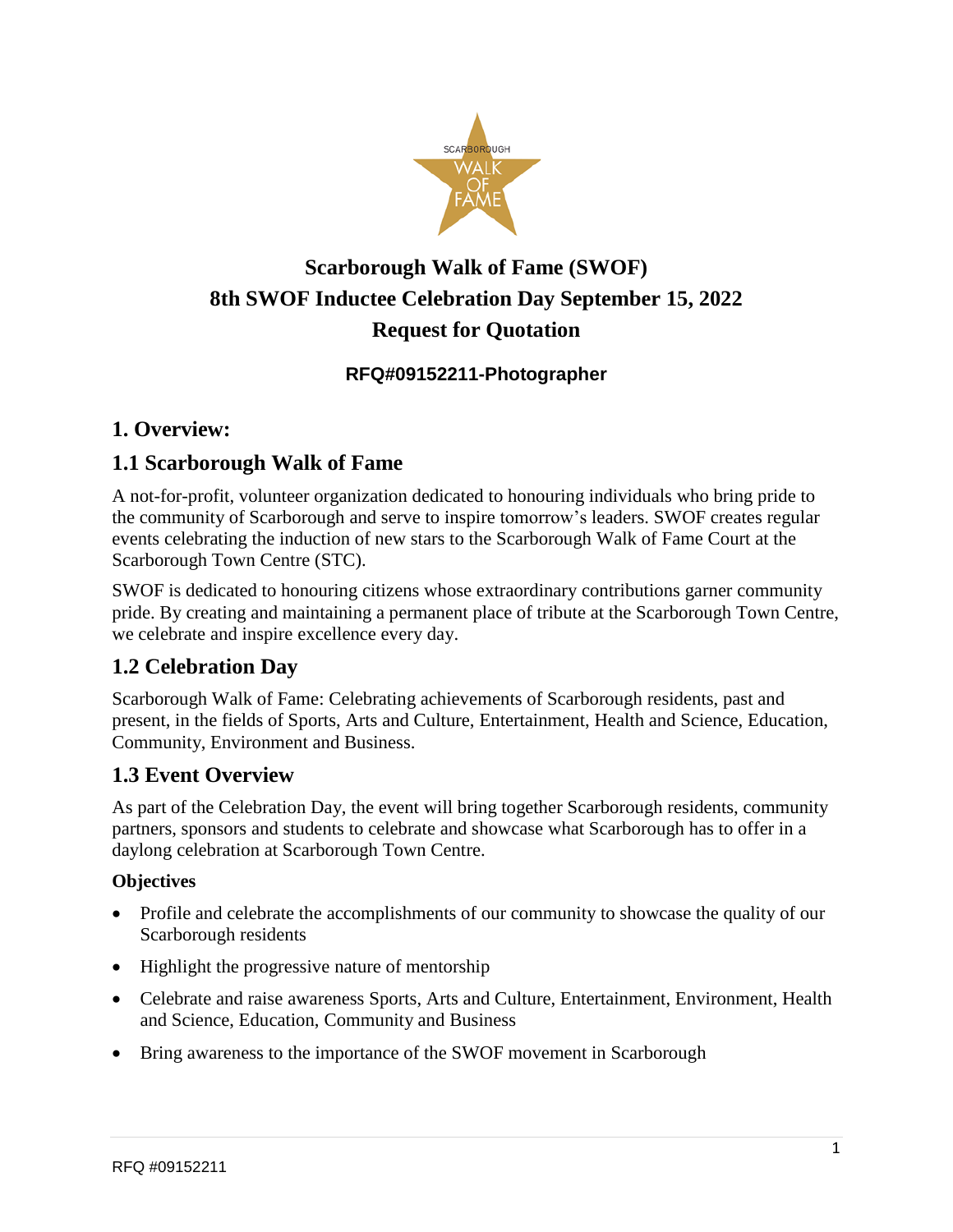# Scarborough Walk of Fame (SWOF)
# 8th SWOF Inductee Celebration Day September 15, 2022
# Request for Quotation

### RFQ#09152211-Photographer

## 1. Overview:

## 1.1 Scarborough Walk of Fame

A not-for-profit, volunteer organization dedicated to honouring individuals who bring pride to the community of Scarborough and serve to inspire tomorrow's leaders. SWOF creates regular events celebrating the induction of new stars to the Scarborough Walk of Fame Court at the Scarborough Town Centre (STC).

SWOF is dedicated to honouring citizens whose extraordinary contributions garner community pride. By creating and maintaining a permanent place of tribute at the Scarborough Town Centre, we celebrate and inspire excellence every day.

## 1.2 Celebration Day

Scarborough Walk of Fame: Celebrating achievements of Scarborough residents, past and present, in the fields of Sports, Arts and Culture, Entertainment, Health and Science, Education, Community, Environment and Business.

## 1.3 Event Overview

As part of the Celebration Day, the event will bring together Scarborough residents, community partners, sponsors and students to celebrate and showcase what Scarborough has to offer in a daylong celebration at Scarborough Town Centre.

**Objectives**

- Profile and celebrate the accomplishments of our community to showcase the quality of our Scarborough residents
- Highlight the progressive nature of mentorship
- Celebrate and raise awareness Sports, Arts and Culture, Entertainment, Environment, Health and Science, Education, Community and Business
- Bring awareness to the importance of the SWOF movement in Scarborough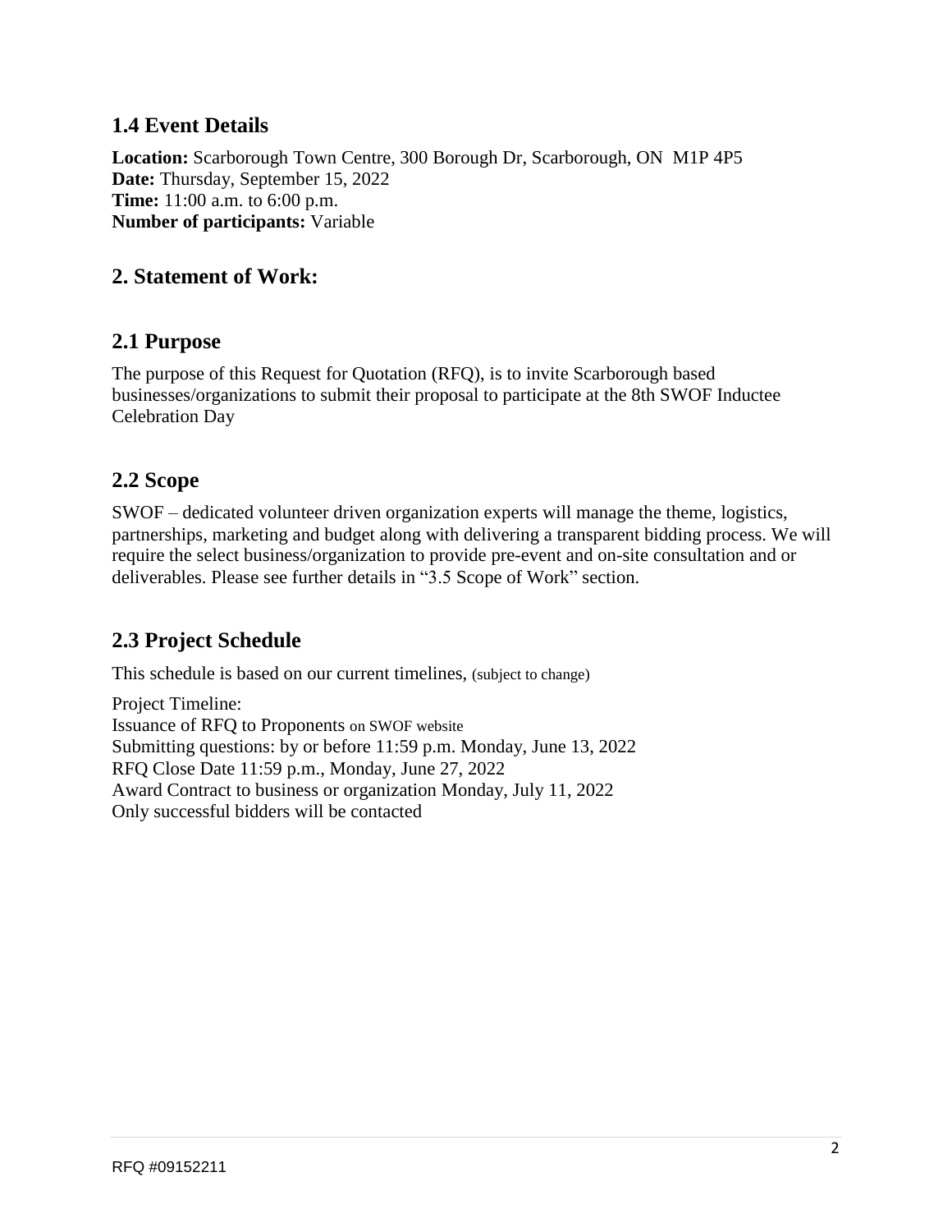## 1.4 Event Details

**Location:** Scarborough Town Centre, 300 Borough Dr, Scarborough, ON M1P 4P5
**Date:** Thursday, September 15, 2022
**Time:** 11:00 a.m. to 6:00 p.m.
**Number of participants:** Variable

## 2. Statement of Work:

## 2.1 Purpose

The purpose of this Request for Quotation (RFQ), is to invite Scarborough based businesses/organizations to submit their proposal to participate at the 8th SWOF Inductee Celebration Day

## 2.2 Scope

SWOF – dedicated volunteer driven organization experts will manage the theme, logistics, partnerships, marketing and budget along with delivering a transparent bidding process. We will require the select business/organization to provide pre-event and on-site consultation and or deliverables. Please see further details in "3.5 Scope of Work" section.

## 2.3 Project Schedule

This schedule is based on our current timelines, (subject to change)

Project Timeline:
Issuance of RFQ to Proponents on SWOF website
Submitting questions: by or before 11:59 p.m. Monday, June 13, 2022
RFQ Close Date 11:59 p.m., Monday, June 27, 2022
Award Contract to business or organization Monday, July 11, 2022
Only successful bidders will be contacted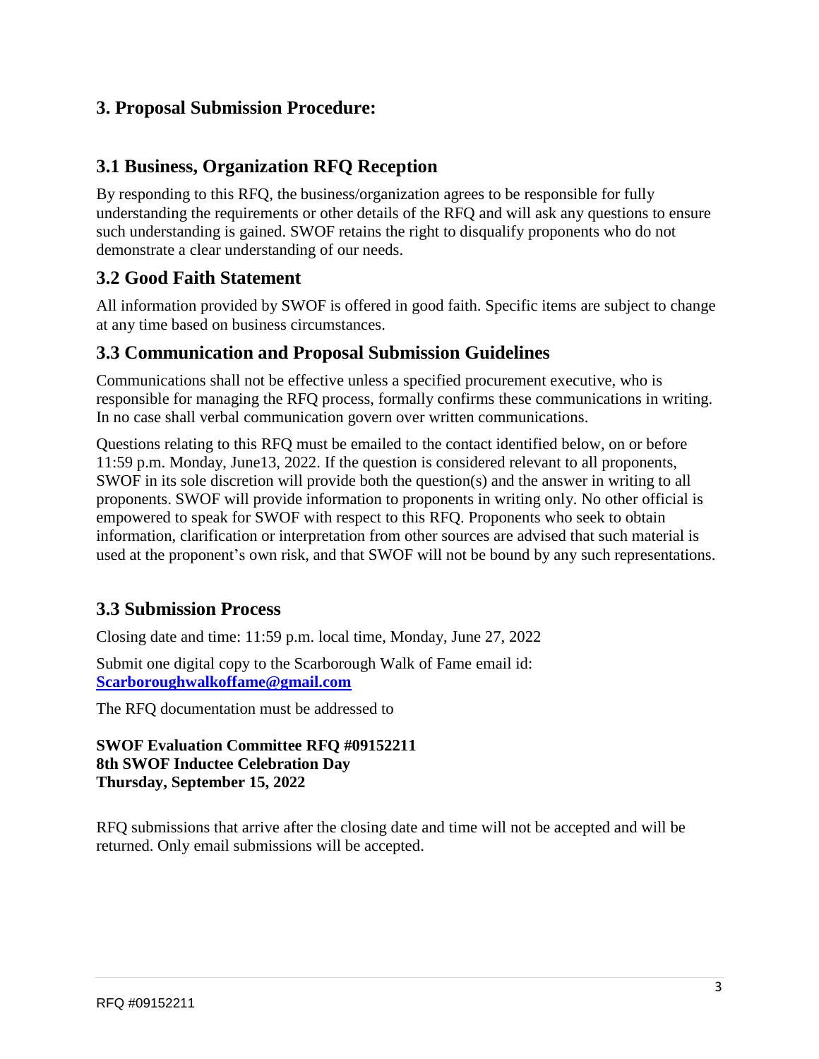## 3. Proposal Submission Procedure:

### 3.1 Business, Organization RFQ Reception

By responding to this RFQ, the business/organization agrees to be responsible for fully understanding the requirements or other details of the RFQ and will ask any questions to ensure such understanding is gained. SWOF retains the right to disqualify proponents who do not demonstrate a clear understanding of our needs.

### 3.2 Good Faith Statement

All information provided by SWOF is offered in good faith. Specific items are subject to change at any time based on business circumstances.

### 3.3 Communication and Proposal Submission Guidelines

Communications shall not be effective unless a specified procurement executive, who is responsible for managing the RFQ process, formally confirms these communications in writing. In no case shall verbal communication govern over written communications.

Questions relating to this RFQ must be emailed to the contact identified below, on or before 11:59 p.m. Monday, June13, 2022. If the question is considered relevant to all proponents, SWOF in its sole discretion will provide both the question(s) and the answer in writing to all proponents. SWOF will provide information to proponents in writing only. No other official is empowered to speak for SWOF with respect to this RFQ. Proponents who seek to obtain information, clarification or interpretation from other sources are advised that such material is used at the proponent's own risk, and that SWOF will not be bound by any such representations.

### 3.3 Submission Process

Closing date and time: 11:59 p.m. local time, Monday, June 27, 2022

Submit one digital copy to the Scarborough Walk of Fame email id: **Scarboroughwalkoffame@gmail.com**

The RFQ documentation must be addressed to

**SWOF Evaluation Committee RFQ #09152211**
**8th SWOF Inductee Celebration Day**
**Thursday, September 15, 2022**

RFQ submissions that arrive after the closing date and time will not be accepted and will be returned. Only email submissions will be accepted.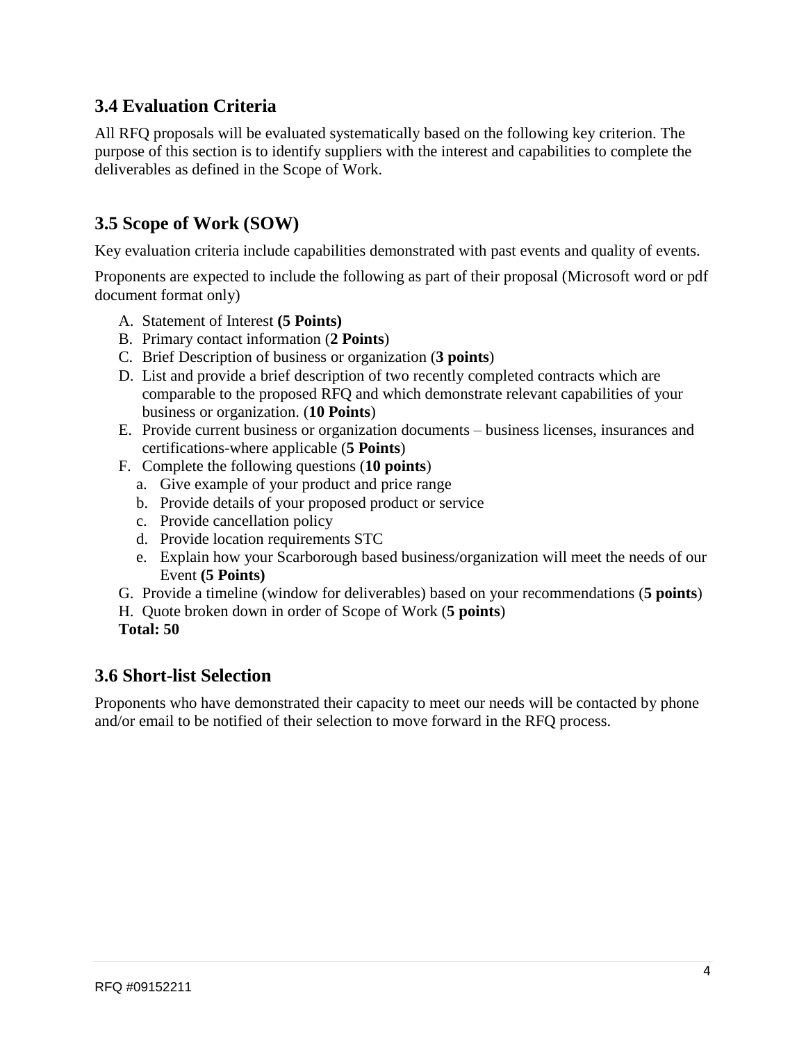## 3.4 Evaluation Criteria

All RFQ proposals will be evaluated systematically based on the following key criterion. The purpose of this section is to identify suppliers with the interest and capabilities to complete the deliverables as defined in the Scope of Work.

## 3.5 Scope of Work (SOW)

Key evaluation criteria include capabilities demonstrated with past events and quality of events.

Proponents are expected to include the following as part of their proposal (Microsoft word or pdf document format only)

A. Statement of Interest **(5 Points)**
B. Primary contact information (**2 Points**)
C. Brief Description of business or organization (**3 points**)
D. List and provide a brief description of two recently completed contracts which are comparable to the proposed RFQ and which demonstrate relevant capabilities of your business or organization. (**10 Points**)
E. Provide current business or organization documents – business licenses, insurances and certifications-where applicable (**5 Points**)
F. Complete the following questions (**10 points**)
   a. Give example of your product and price range
   b. Provide details of your proposed product or service
   c. Provide cancellation policy
   d. Provide location requirements STC
   e. Explain how your Scarborough based business/organization will meet the needs of our Event **(5 Points)**
G. Provide a timeline (window for deliverables) based on your recommendations (**5 points**)
H. Quote broken down in order of Scope of Work (**5 points**)

**Total: 50**

## 3.6 Short-list Selection

Proponents who have demonstrated their capacity to meet our needs will be contacted by phone and/or email to be notified of their selection to move forward in the RFQ process.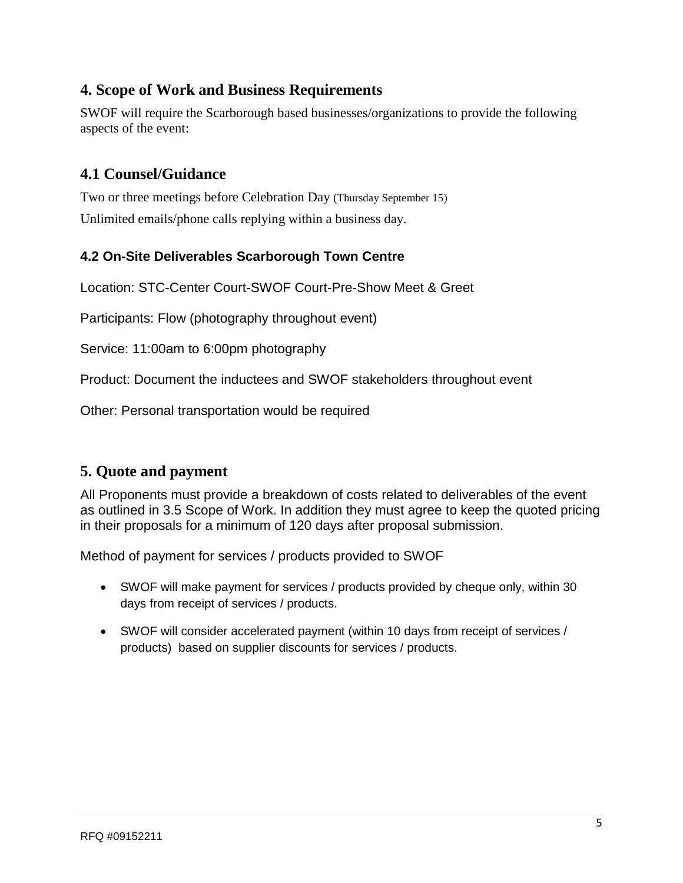## 4. Scope of Work and Business Requirements

SWOF will require the Scarborough based businesses/organizations to provide the following aspects of the event:

## 4.1 Counsel/Guidance

Two or three meetings before Celebration Day (Thursday September 15)

Unlimited emails/phone calls replying within a business day.

### 4.2 On-Site Deliverables Scarborough Town Centre

Location: STC-Center Court-SWOF Court-Pre-Show Meet & Greet

Participants: Flow (photography throughout event)

Service: 11:00am to 6:00pm photography

Product: Document the inductees and SWOF stakeholders throughout event

Other: Personal transportation would be required

## 5. Quote and payment

All Proponents must provide a breakdown of costs related to deliverables of the event as outlined in 3.5 Scope of Work. In addition they must agree to keep the quoted pricing in their proposals for a minimum of 120 days after proposal submission.

Method of payment for services / products provided to SWOF

- SWOF will make payment for services / products provided by cheque only, within 30 days from receipt of services / products.
- SWOF will consider accelerated payment (within 10 days from receipt of services / products) based on supplier discounts for services / products.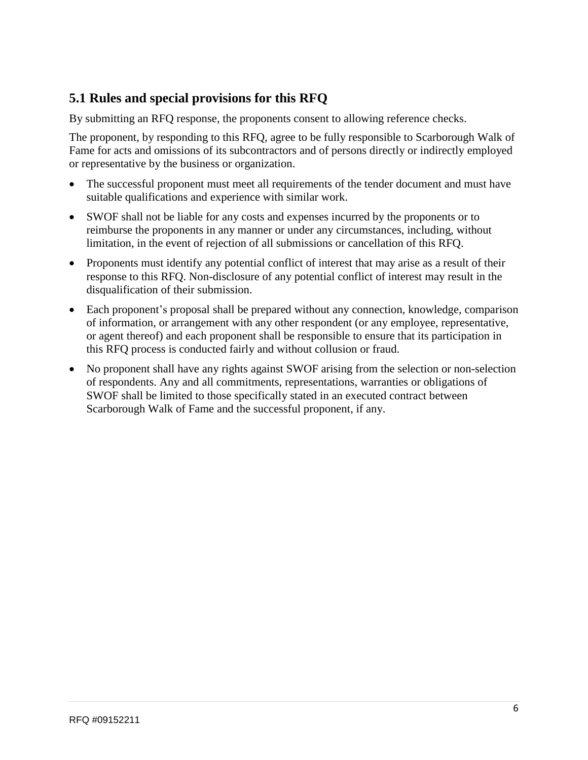## 5.1 Rules and special provisions for this RFQ

By submitting an RFQ response, the proponents consent to allowing reference checks.

The proponent, by responding to this RFQ, agree to be fully responsible to Scarborough Walk of Fame for acts and omissions of its subcontractors and of persons directly or indirectly employed or representative by the business or organization.

- The successful proponent must meet all requirements of the tender document and must have suitable qualifications and experience with similar work.
- SWOF shall not be liable for any costs and expenses incurred by the proponents or to reimburse the proponents in any manner or under any circumstances, including, without limitation, in the event of rejection of all submissions or cancellation of this RFQ.
- Proponents must identify any potential conflict of interest that may arise as a result of their response to this RFQ. Non-disclosure of any potential conflict of interest may result in the disqualification of their submission.
- Each proponent's proposal shall be prepared without any connection, knowledge, comparison of information, or arrangement with any other respondent (or any employee, representative, or agent thereof) and each proponent shall be responsible to ensure that its participation in this RFQ process is conducted fairly and without collusion or fraud.
- No proponent shall have any rights against SWOF arising from the selection or non-selection of respondents. Any and all commitments, representations, warranties or obligations of SWOF shall be limited to those specifically stated in an executed contract between Scarborough Walk of Fame and the successful proponent, if any.